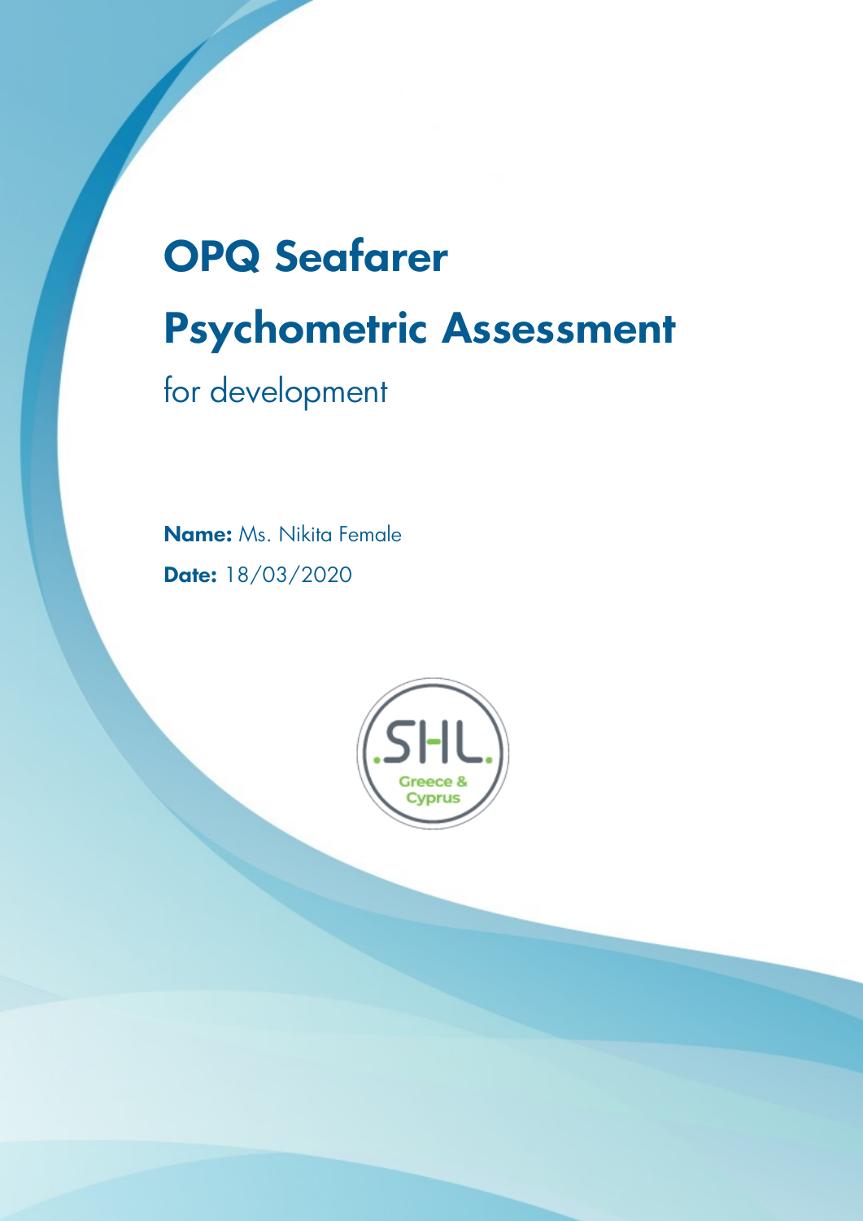# OPQ Seafarer

# Psychometric Assessment

for development

**Name:** Ms. Nikita Female

**Date:** 18/03/2020

SHL. Greece & Cyprus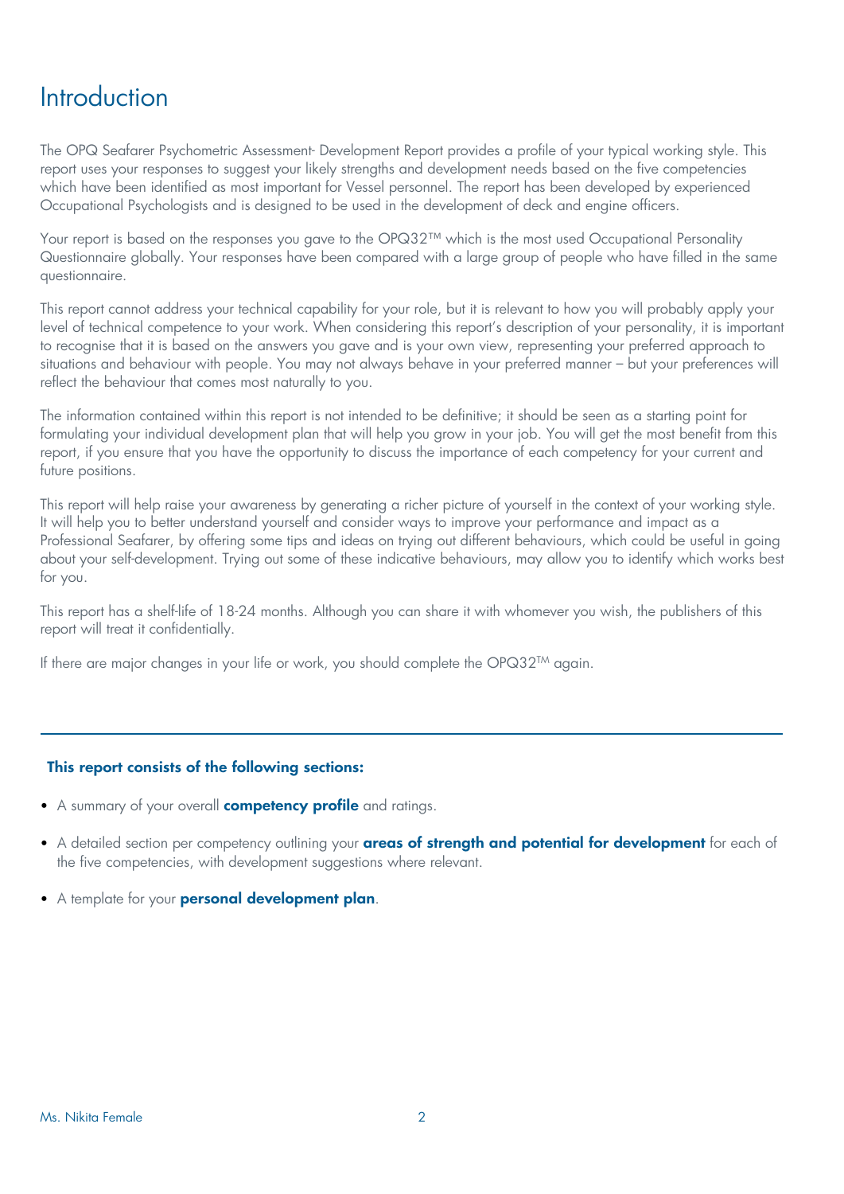# Introduction

The OPQ Seafarer Psychometric Assessment- Development Report provides a profile of your typical working style. This report uses your responses to suggest your likely strengths and development needs based on the five competencies which have been identified as most important for Vessel personnel. The report has been developed by experienced Occupational Psychologists and is designed to be used in the development of deck and engine officers.

Your report is based on the responses you gave to the OPQ32™ which is the most used Occupational Personality Questionnaire globally. Your responses have been compared with a large group of people who have filled in the same questionnaire.

This report cannot address your technical capability for your role, but it is relevant to how you will probably apply your level of technical competence to your work. When considering this report's description of your personality, it is important to recognise that it is based on the answers you gave and is your own view, representing your preferred approach to situations and behaviour with people. You may not always behave in your preferred manner – but your preferences will reflect the behaviour that comes most naturally to you.

The information contained within this report is not intended to be definitive; it should be seen as a starting point for formulating your individual development plan that will help you grow in your job. You will get the most benefit from this report, if you ensure that you have the opportunity to discuss the importance of each competency for your current and future positions.

This report will help raise your awareness by generating a richer picture of yourself in the context of your working style. It will help you to better understand yourself and consider ways to improve your performance and impact as a Professional Seafarer, by offering some tips and ideas on trying out different behaviours, which could be useful in going about your self-development. Trying out some of these indicative behaviours, may allow you to identify which works best for you.

This report has a shelf-life of 18-24 months. Although you can share it with whomever you wish, the publishers of this report will treat it confidentially.

If there are major changes in your life or work, you should complete the OPQ32™ again.

---

**This report consists of the following sections:**

- A summary of your overall **competency profile** and ratings.
- A detailed section per competency outlining your **areas of strength and potential for development** for each of the five competencies, with development suggestions where relevant.
- A template for your **personal development plan**.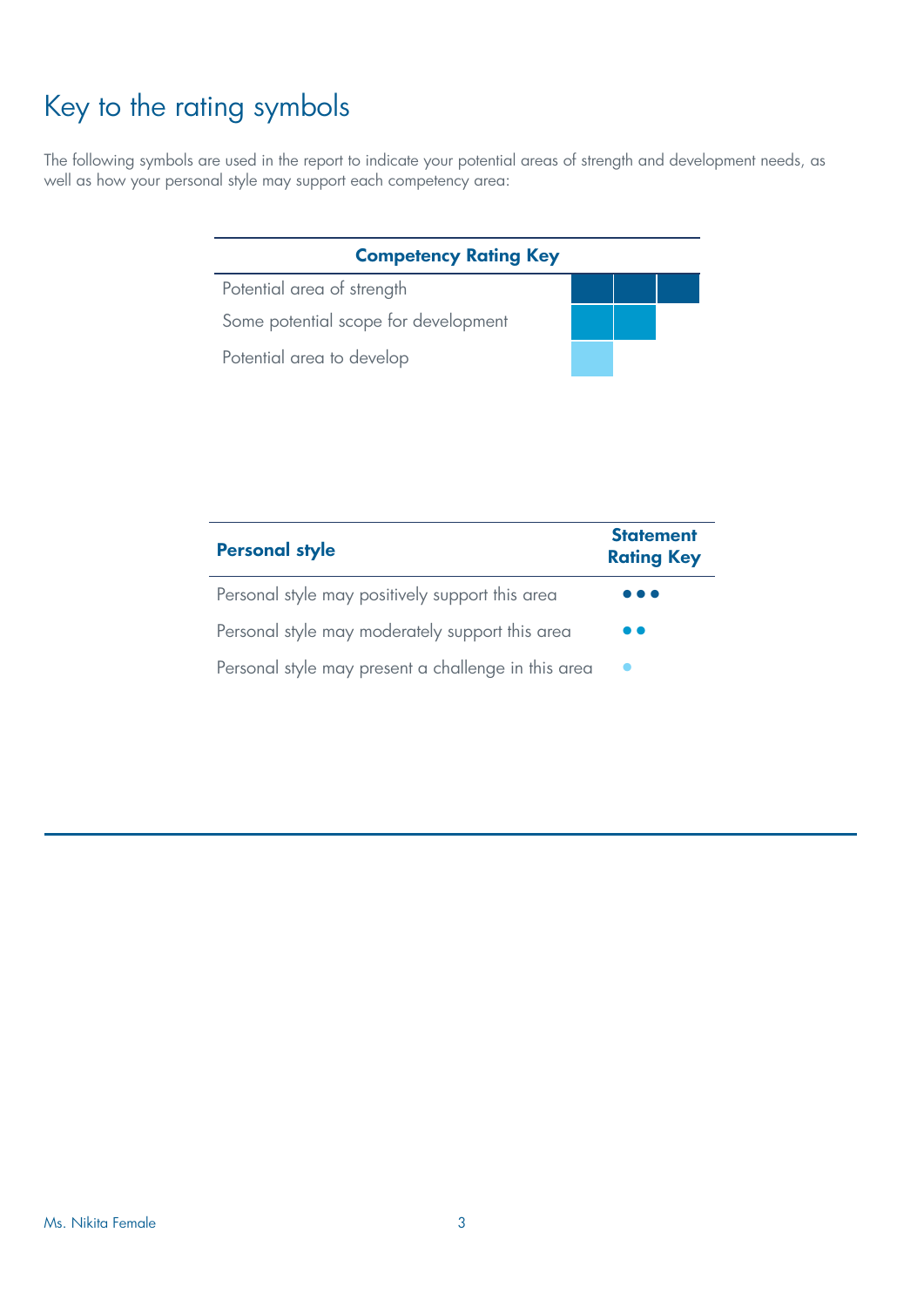# Key to the rating symbols

The following symbols are used in the report to indicate your potential areas of strength and development needs, as well as how your personal style may support each competency area:

| Competency Rating Key | |
|---|---|
| Potential area of strength | ■■■ |
| Some potential scope for development | ■■ |
| Potential area to develop | ■ |

| **Personal style** | **Statement Rating Key** |
|---|---|
| Personal style may positively support this area | ●●● |
| Personal style may moderately support this area | ●● |
| Personal style may present a challenge in this area | ● |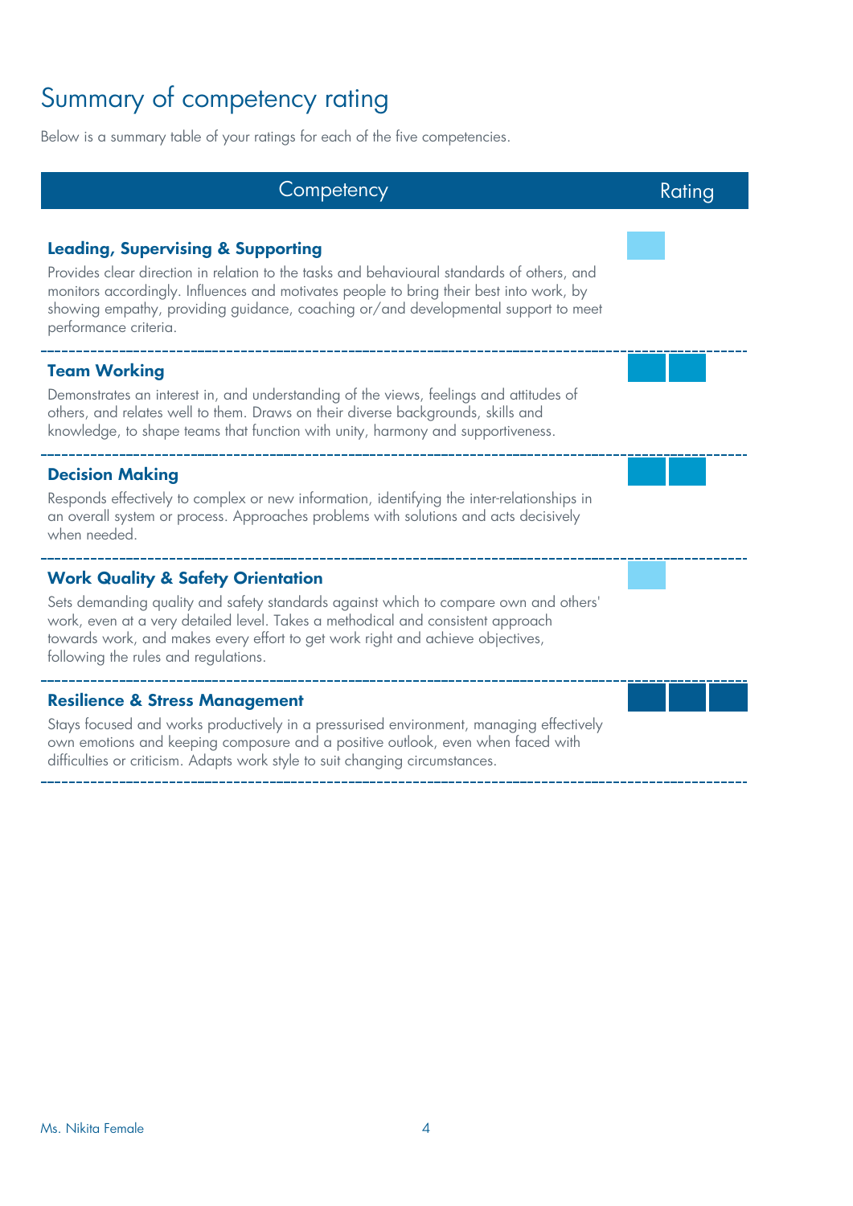# Summary of competency rating

Below is a summary table of your ratings for each of the five competencies.

| Competency | Rating |
| --- | --- |
| **Leading, Supervising & Supporting**<br>Provides clear direction in relation to the tasks and behavioural standards of others, and monitors accordingly. Influences and motivates people to bring their best into work, by showing empathy, providing guidance, coaching or/and developmental support to meet performance criteria. | ■ |
| **Team Working**<br>Demonstrates an interest in, and understanding of the views, feelings and attitudes of others, and relates well to them. Draws on their diverse backgrounds, skills and knowledge, to shape teams that function with unity, harmony and supportiveness. | ■ ■ |
| **Decision Making**<br>Responds effectively to complex or new information, identifying the inter-relationships in an overall system or process. Approaches problems with solutions and acts decisively when needed. | ■ ■ |
| **Work Quality & Safety Orientation**<br>Sets demanding quality and safety standards against which to compare own and others' work, even at a very detailed level. Takes a methodical and consistent approach towards work, and makes every effort to get work right and achieve objectives, following the rules and regulations. | ■ |
| **Resilience & Stress Management**<br>Stays focused and works productively in a pressurised environment, managing effectively own emotions and keeping composure and a positive outlook, even when faced with difficulties or criticism. Adapts work style to suit changing circumstances. | ■ ■ ■ |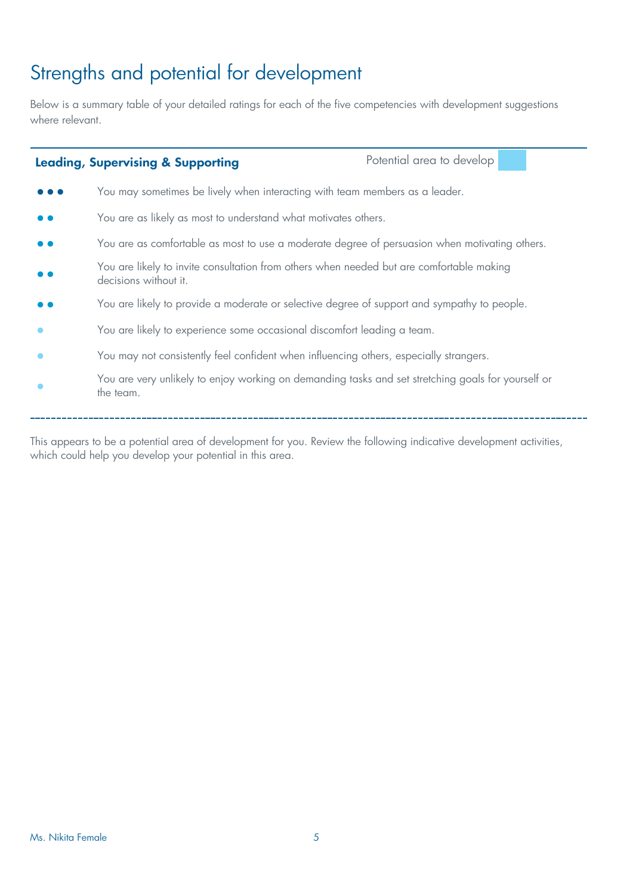# Strengths and potential for development

Below is a summary table of your detailed ratings for each of the five competencies with development suggestions where relevant.

| **Leading, Supervising & Supporting** | Potential area to develop |
|---|---|
| ●●● | You may sometimes be lively when interacting with team members as a leader. |
| ●● | You are as likely as most to understand what motivates others. |
| ●● | You are as comfortable as most to use a moderate degree of persuasion when motivating others. |
| ●● | You are likely to invite consultation from others when needed but are comfortable making decisions without it. |
| ●● | You are likely to provide a moderate or selective degree of support and sympathy to people. |
| ● | You are likely to experience some occasional discomfort leading a team. |
| ● | You may not consistently feel confident when influencing others, especially strangers. |
| ● | You are very unlikely to enjoy working on demanding tasks and set stretching goals for yourself or the team. |

This appears to be a potential area of development for you. Review the following indicative development activities, which could help you develop your potential in this area.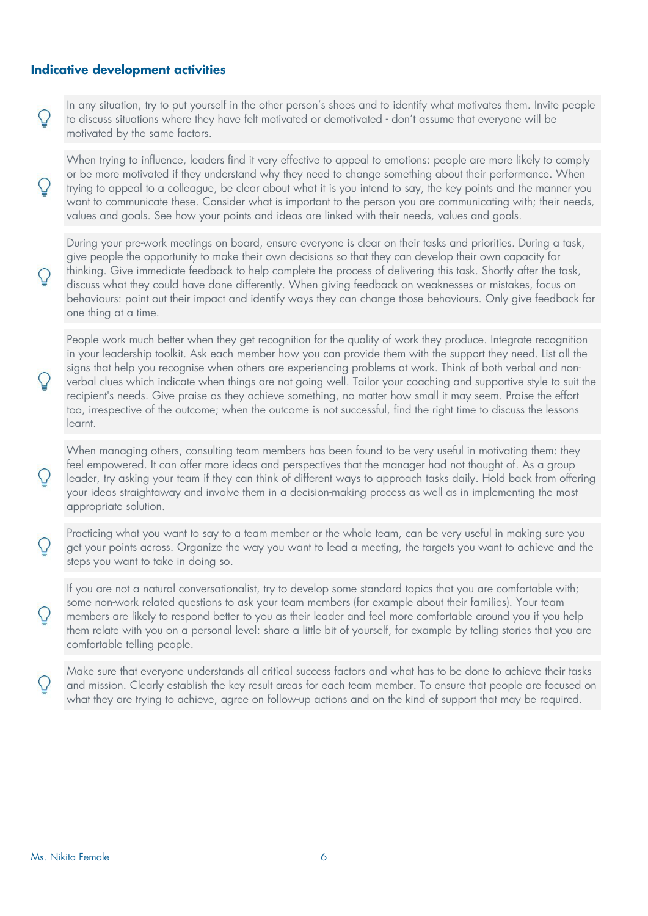### Indicative development activities

- In any situation, try to put yourself in the other person's shoes and to identify what motivates them. Invite people to discuss situations where they have felt motivated or demotivated - don't assume that everyone will be motivated by the same factors.

- When trying to influence, leaders find it very effective to appeal to emotions: people are more likely to comply or be more motivated if they understand why they need to change something about their performance. When trying to appeal to a colleague, be clear about what it is you intend to say, the key points and the manner you want to communicate these. Consider what is important to the person you are communicating with; their needs, values and goals. See how your points and ideas are linked with their needs, values and goals.

- During your pre-work meetings on board, ensure everyone is clear on their tasks and priorities. During a task, give people the opportunity to make their own decisions so that they can develop their own capacity for thinking. Give immediate feedback to help complete the process of delivering this task. Shortly after the task, discuss what they could have done differently. When giving feedback on weaknesses or mistakes, focus on behaviours: point out their impact and identify ways they can change those behaviours. Only give feedback for one thing at a time.

- People work much better when they get recognition for the quality of work they produce. Integrate recognition in your leadership toolkit. Ask each member how you can provide them with the support they need. List all the signs that help you recognise when others are experiencing problems at work. Think of both verbal and non-verbal clues which indicate when things are not going well. Tailor your coaching and supportive style to suit the recipient's needs. Give praise as they achieve something, no matter how small it may seem. Praise the effort too, irrespective of the outcome; when the outcome is not successful, find the right time to discuss the lessons learnt.

- When managing others, consulting team members has been found to be very useful in motivating them: they feel empowered. It can offer more ideas and perspectives that the manager had not thought of. As a group leader, try asking your team if they can think of different ways to approach tasks daily. Hold back from offering your ideas straightaway and involve them in a decision-making process as well as in implementing the most appropriate solution.

- Practicing what you want to say to a team member or the whole team, can be very useful in making sure you get your points across. Organize the way you want to lead a meeting, the targets you want to achieve and the steps you want to take in doing so.

- If you are not a natural conversationalist, try to develop some standard topics that you are comfortable with; some non-work related questions to ask your team members (for example about their families). Your team members are likely to respond better to you as their leader and feel more comfortable around you if you help them relate with you on a personal level: share a little bit of yourself, for example by telling stories that you are comfortable telling people.

- Make sure that everyone understands all critical success factors and what has to be done to achieve their tasks and mission. Clearly establish the key result areas for each team member. To ensure that people are focused on what they are trying to achieve, agree on follow-up actions and on the kind of support that may be required.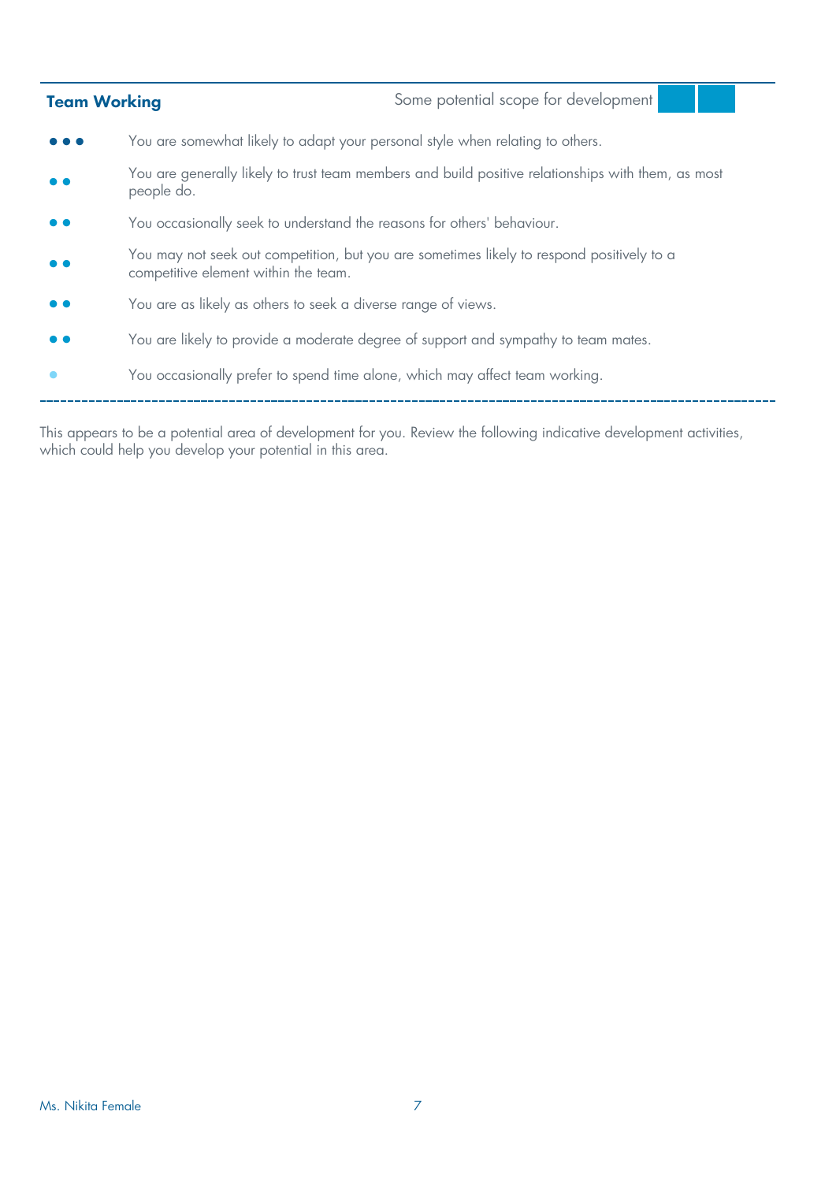## Team Working

Some potential scope for development

| Rating | Statement |
| --- | --- |
| ●●● | You are somewhat likely to adapt your personal style when relating to others. |
| ●● | You are generally likely to trust team members and build positive relationships with them, as most people do. |
| ●● | You occasionally seek to understand the reasons for others' behaviour. |
| ●● | You may not seek out competition, but you are sometimes likely to respond positively to a competitive element within the team. |
| ●● | You are as likely as others to seek a diverse range of views. |
| ●● | You are likely to provide a moderate degree of support and sympathy to team mates. |
| ● | You occasionally prefer to spend time alone, which may affect team working. |

This appears to be a potential area of development for you. Review the following indicative development activities, which could help you develop your potential in this area.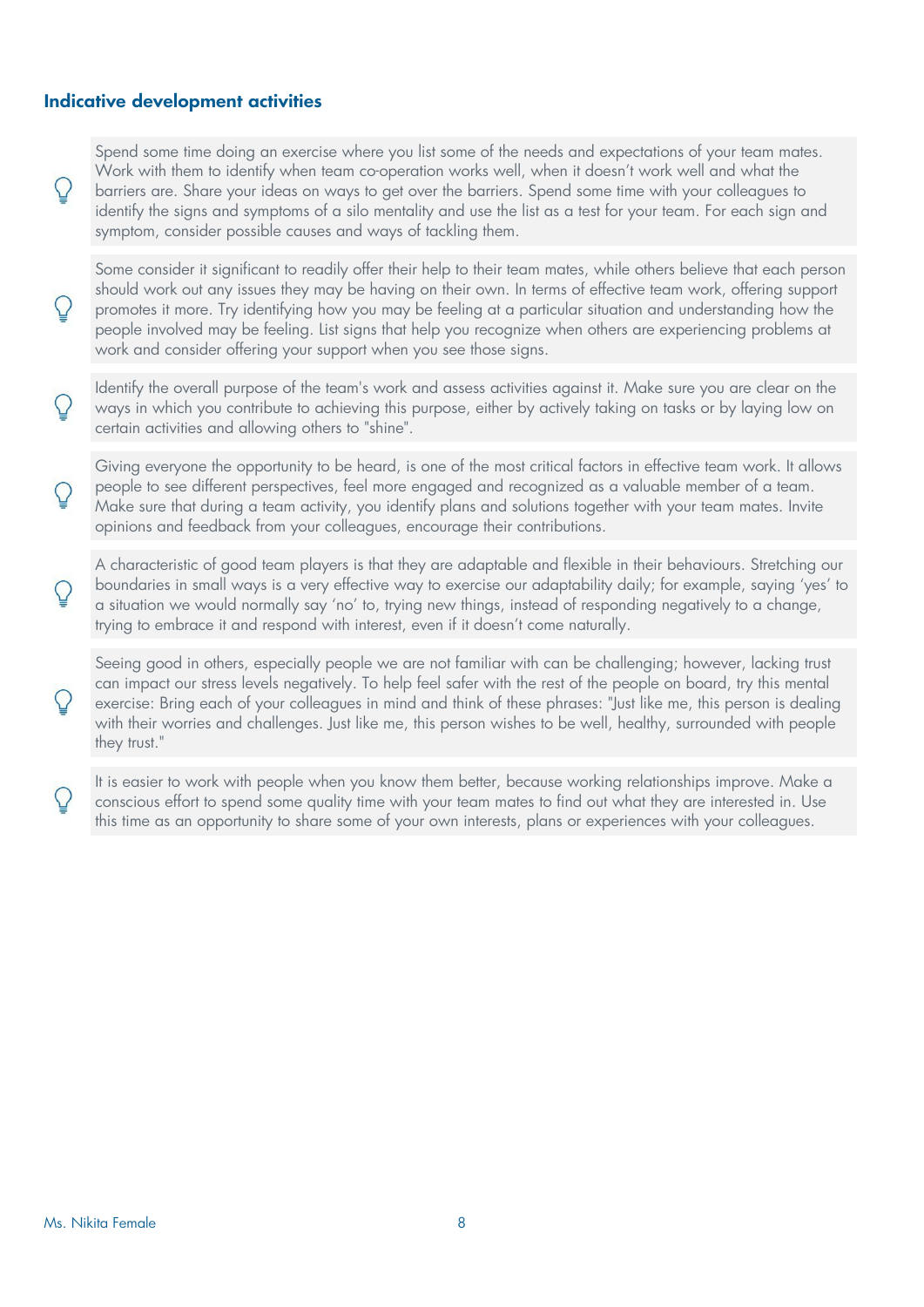### Indicative development activities

- Spend some time doing an exercise where you list some of the needs and expectations of your team mates. Work with them to identify when team co-operation works well, when it doesn't work well and what the barriers are. Share your ideas on ways to get over the barriers. Spend some time with your colleagues to identify the signs and symptoms of a silo mentality and use the list as a test for your team. For each sign and symptom, consider possible causes and ways of tackling them.

- Some consider it significant to readily offer their help to their team mates, while others believe that each person should work out any issues they may be having on their own. In terms of effective team work, offering support promotes it more. Try identifying how you may be feeling at a particular situation and understanding how the people involved may be feeling. List signs that help you recognize when others are experiencing problems at work and consider offering your support when you see those signs.

- Identify the overall purpose of the team's work and assess activities against it. Make sure you are clear on the ways in which you contribute to achieving this purpose, either by actively taking on tasks or by laying low on certain activities and allowing others to "shine".

- Giving everyone the opportunity to be heard, is one of the most critical factors in effective team work. It allows people to see different perspectives, feel more engaged and recognized as a valuable member of a team. Make sure that during a team activity, you identify plans and solutions together with your team mates. Invite opinions and feedback from your colleagues, encourage their contributions.

- A characteristic of good team players is that they are adaptable and flexible in their behaviours. Stretching our boundaries in small ways is a very effective way to exercise our adaptability daily; for example, saying 'yes' to a situation we would normally say 'no' to, trying new things, instead of responding negatively to a change, trying to embrace it and respond with interest, even if it doesn't come naturally.

- Seeing good in others, especially people we are not familiar with can be challenging; however, lacking trust can impact our stress levels negatively. To help feel safer with the rest of the people on board, try this mental exercise: Bring each of your colleagues in mind and think of these phrases: "Just like me, this person is dealing with their worries and challenges. Just like me, this person wishes to be well, healthy, surrounded with people they trust."

- It is easier to work with people when you know them better, because working relationships improve. Make a conscious effort to spend some quality time with your team mates to find out what they are interested in. Use this time as an opportunity to share some of your own interests, plans or experiences with your colleagues.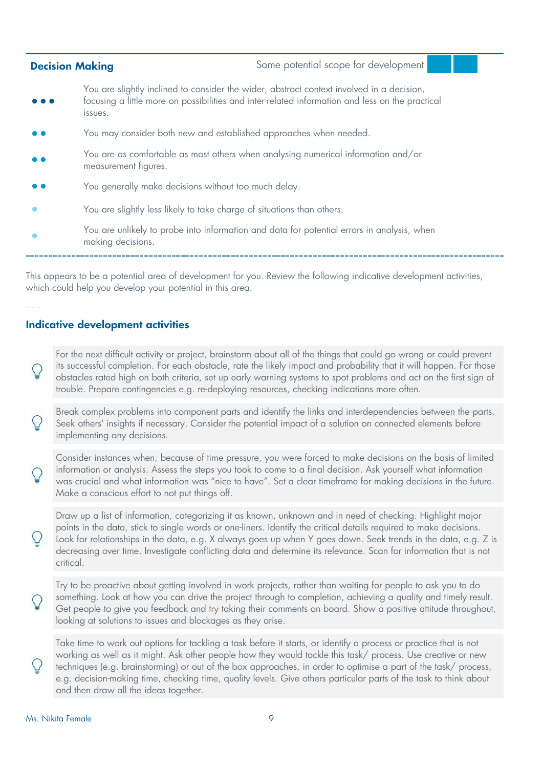## Decision Making

Some potential scope for development

| | |
|---|---|
| ●●● | You are slightly inclined to consider the wider, abstract context involved in a decision, focusing a little more on possibilities and inter-related information and less on the practical issues. |
| ●● | You may consider both new and established approaches when needed. |
| ●● | You are as comfortable as most others when analysing numerical information and/or measurement figures. |
| ●● | You generally make decisions without too much delay. |
| ● | You are slightly less likely to take charge of situations than others. |
| ● | You are unlikely to probe into information and data for potential errors in analysis, when making decisions. |

This appears to be a potential area of development for you. Review the following indicative development activities, which could help you develop your potential in this area.

### Indicative development activities

- For the next difficult activity or project, brainstorm about all of the things that could go wrong or could prevent its successful completion. For each obstacle, rate the likely impact and probability that it will happen. For those obstacles rated high on both criteria, set up early warning systems to spot problems and act on the first sign of trouble. Prepare contingencies e.g. re-deploying resources, checking indications more often.

- Break complex problems into component parts and identify the links and interdependencies between the parts. Seek others' insights if necessary. Consider the potential impact of a solution on connected elements before implementing any decisions.

- Consider instances when, because of time pressure, you were forced to make decisions on the basis of limited information or analysis. Assess the steps you took to come to a final decision. Ask yourself what information was crucial and what information was "nice to have". Set a clear timeframe for making decisions in the future. Make a conscious effort to not put things off.

- Draw up a list of information, categorizing it as known, unknown and in need of checking. Highlight major points in the data, stick to single words or one-liners. Identify the critical details required to make decisions. Look for relationships in the data, e.g. X always goes up when Y goes down. Seek trends in the data, e.g. Z is decreasing over time. Investigate conflicting data and determine its relevance. Scan for information that is not critical.

- Try to be proactive about getting involved in work projects, rather than waiting for people to ask you to do something. Look at how you can drive the project through to completion, achieving a quality and timely result. Get people to give you feedback and try taking their comments on board. Show a positive attitude throughout, looking at solutions to issues and blockages as they arise.

- Take time to work out options for tackling a task before it starts, or identify a process or practice that is not working as well as it might. Ask other people how they would tackle this task/ process. Use creative or new techniques (e.g. brainstorming) or out of the box approaches, in order to optimise a part of the task/ process, e.g. decision-making time, checking time, quality levels. Give others particular parts of the task to think about and then draw all the ideas together.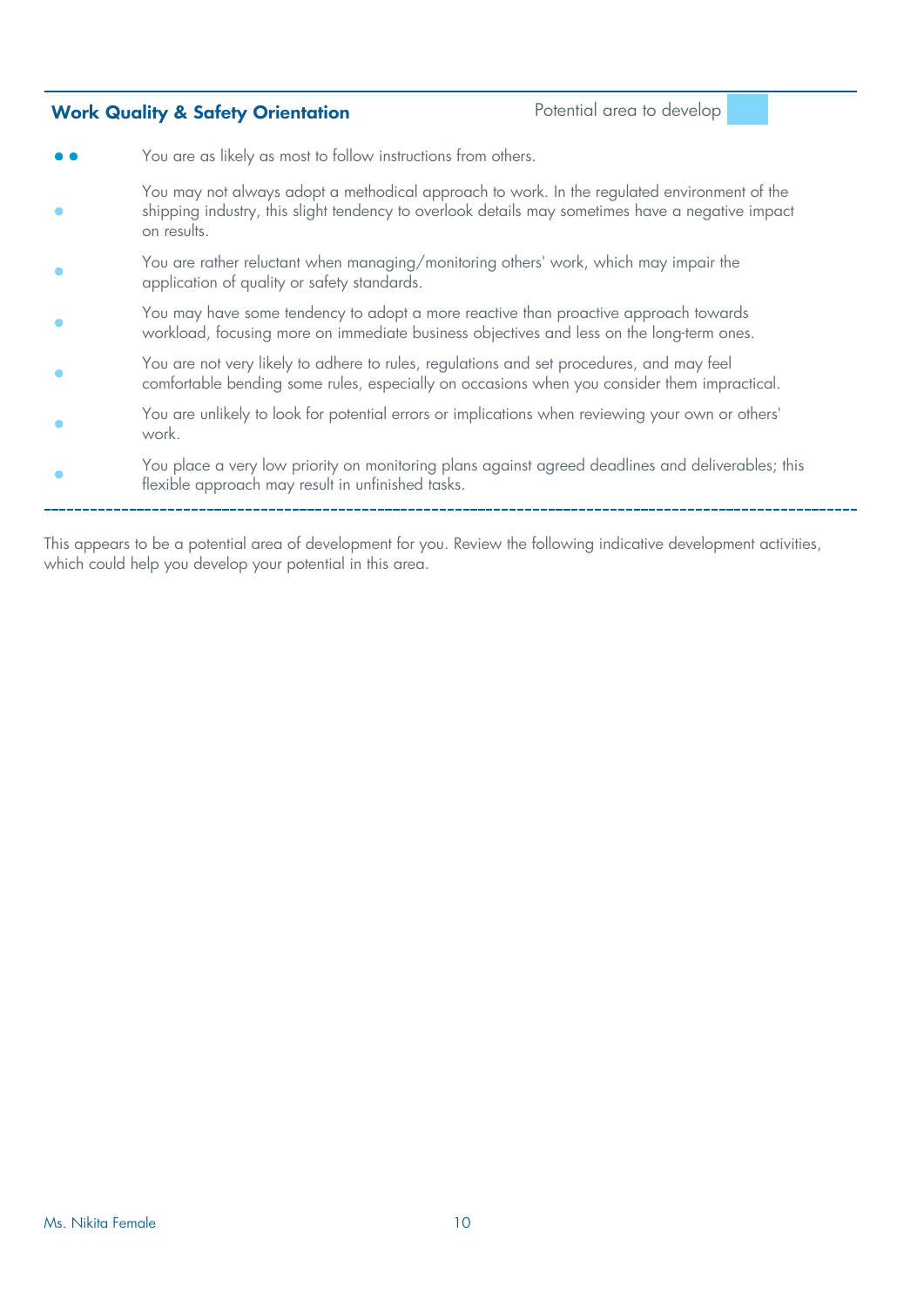## Work Quality & Safety Orientation

Potential area to develop

- ●● You are as likely as most to follow instructions from others.
- ● You may not always adopt a methodical approach to work. In the regulated environment of the shipping industry, this slight tendency to overlook details may sometimes have a negative impact on results.
- ● You are rather reluctant when managing/monitoring others' work, which may impair the application of quality or safety standards.
- ● You may have some tendency to adopt a more reactive than proactive approach towards workload, focusing more on immediate business objectives and less on the long-term ones.
- ● You are not very likely to adhere to rules, regulations and set procedures, and may feel comfortable bending some rules, especially on occasions when you consider them impractical.
- ● You are unlikely to look for potential errors or implications when reviewing your own or others' work.
- ● You place a very low priority on monitoring plans against agreed deadlines and deliverables; this flexible approach may result in unfinished tasks.

---

This appears to be a potential area of development for you. Review the following indicative development activities, which could help you develop your potential in this area.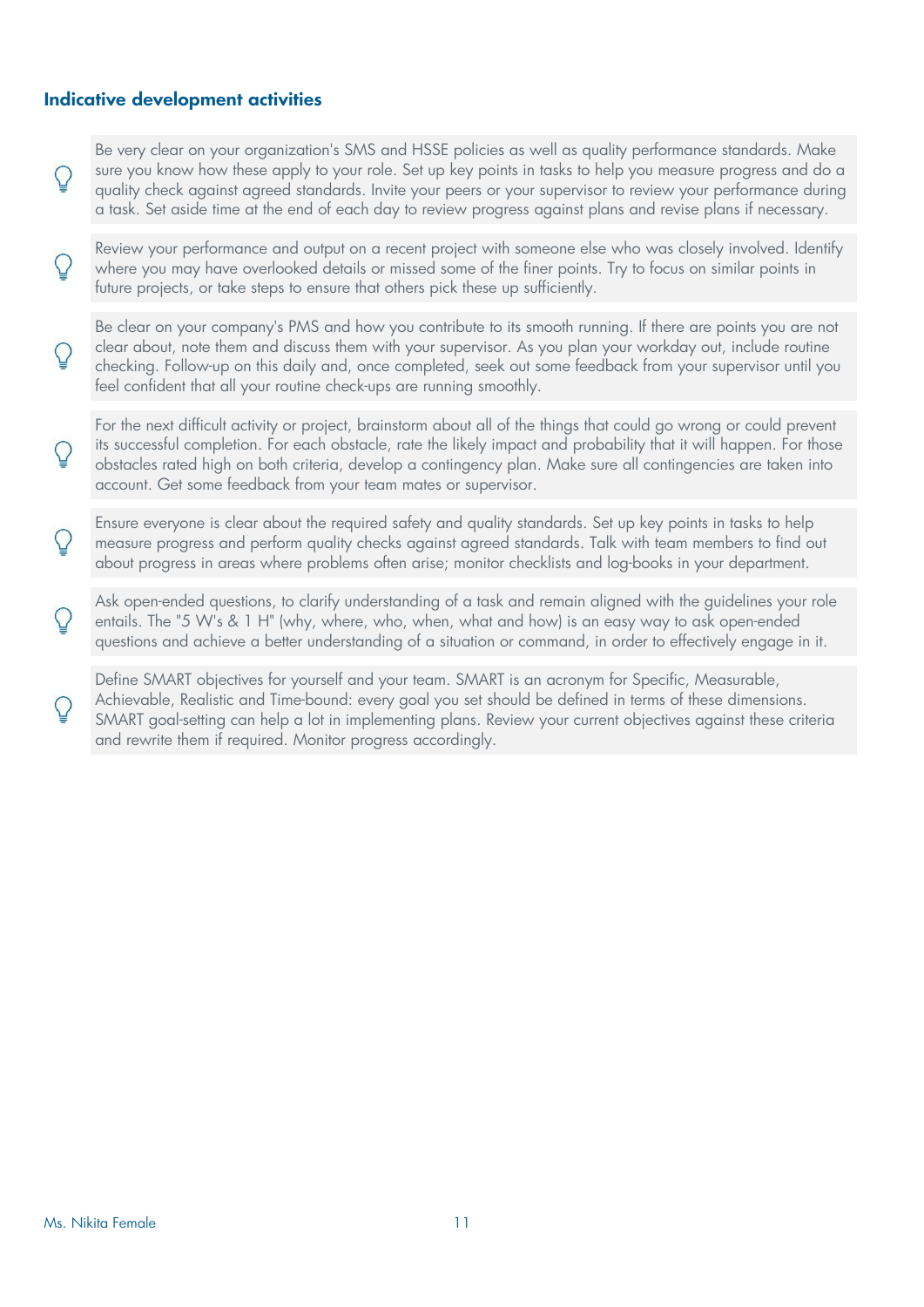### Indicative development activities

- Be very clear on your organization's SMS and HSSE policies as well as quality performance standards. Make sure you know how these apply to your role. Set up key points in tasks to help you measure progress and do a quality check against agreed standards. Invite your peers or your supervisor to review your performance during a task. Set aside time at the end of each day to review progress against plans and revise plans if necessary.

- Review your performance and output on a recent project with someone else who was closely involved. Identify where you may have overlooked details or missed some of the finer points. Try to focus on similar points in future projects, or take steps to ensure that others pick these up sufficiently.

- Be clear on your company's PMS and how you contribute to its smooth running. If there are points you are not clear about, note them and discuss them with your supervisor. As you plan your workday out, include routine checking. Follow-up on this daily and, once completed, seek out some feedback from your supervisor until you feel confident that all your routine check-ups are running smoothly.

- For the next difficult activity or project, brainstorm about all of the things that could go wrong or could prevent its successful completion. For each obstacle, rate the likely impact and probability that it will happen. For those obstacles rated high on both criteria, develop a contingency plan. Make sure all contingencies are taken into account. Get some feedback from your team mates or supervisor.

- Ensure everyone is clear about the required safety and quality standards. Set up key points in tasks to help measure progress and perform quality checks against agreed standards. Talk with team members to find out about progress in areas where problems often arise; monitor checklists and log-books in your department.

- Ask open-ended questions, to clarify understanding of a task and remain aligned with the guidelines your role entails. The "5 W's & 1 H" (why, where, who, when, what and how) is an easy way to ask open-ended questions and achieve a better understanding of a situation or command, in order to effectively engage in it.

- Define SMART objectives for yourself and your team. SMART is an acronym for Specific, Measurable, Achievable, Realistic and Time-bound: every goal you set should be defined in terms of these dimensions. SMART goal-setting can help a lot in implementing plans. Review your current objectives against these criteria and rewrite them if required. Monitor progress accordingly.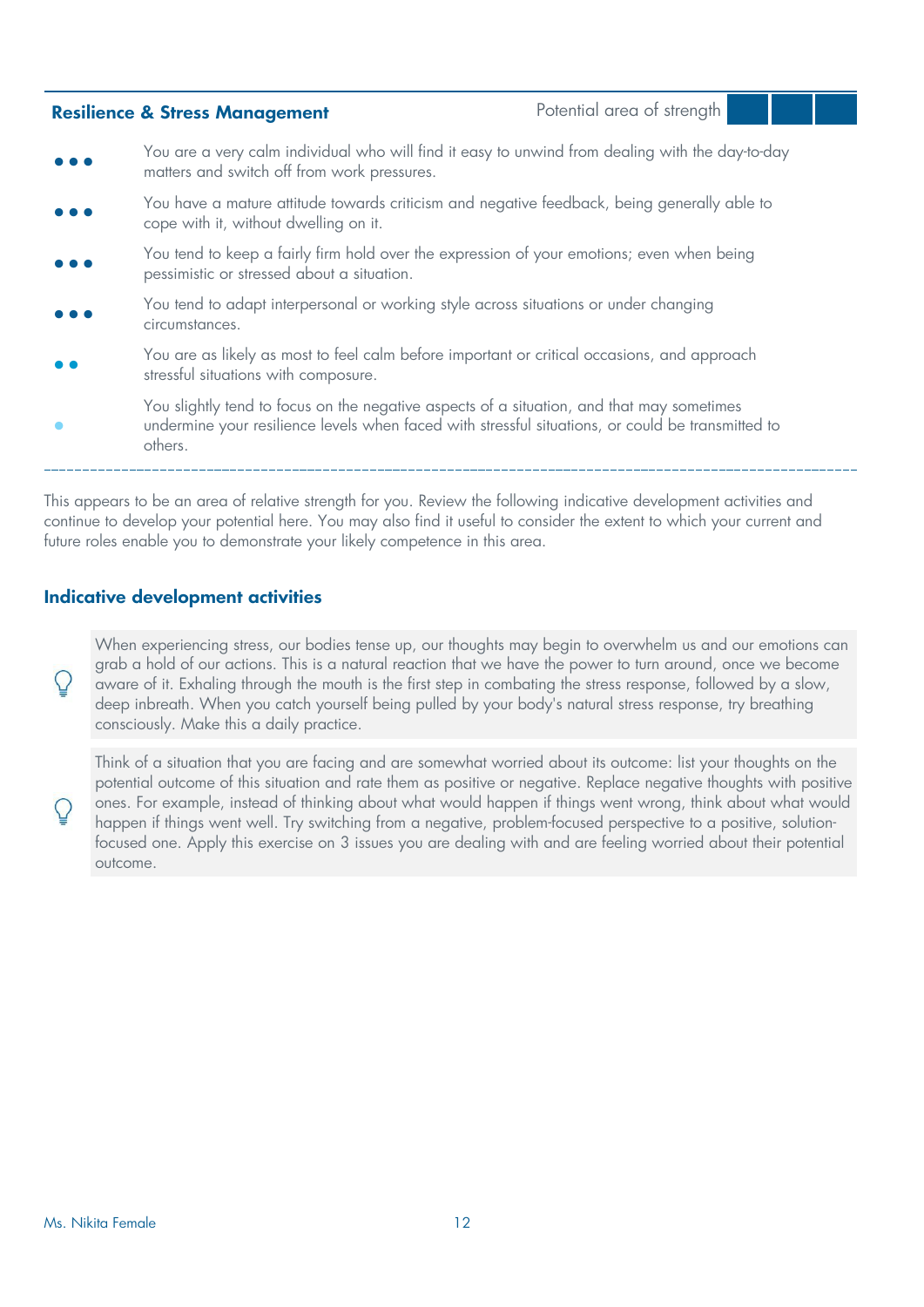## Resilience & Stress Management

Potential area of strength

| Rating | Description |
|---|---|
| ●●● | You are a very calm individual who will find it easy to unwind from dealing with the day-to-day matters and switch off from work pressures. |
| ●●● | You have a mature attitude towards criticism and negative feedback, being generally able to cope with it, without dwelling on it. |
| ●●● | You tend to keep a fairly firm hold over the expression of your emotions; even when being pessimistic or stressed about a situation. |
| ●●● | You tend to adapt interpersonal or working style across situations or under changing circumstances. |
| ●● | You are as likely as most to feel calm before important or critical occasions, and approach stressful situations with composure. |
| ● | You slightly tend to focus on the negative aspects of a situation, and that may sometimes undermine your resilience levels when faced with stressful situations, or could be transmitted to others. |

This appears to be an area of relative strength for you. Review the following indicative development activities and continue to develop your potential here. You may also find it useful to consider the extent to which your current and future roles enable you to demonstrate your likely competence in this area.

### Indicative development activities

When experiencing stress, our bodies tense up, our thoughts may begin to overwhelm us and our emotions can grab a hold of our actions. This is a natural reaction that we have the power to turn around, once we become aware of it. Exhaling through the mouth is the first step in combating the stress response, followed by a slow, deep inbreath. When you catch yourself being pulled by your body's natural stress response, try breathing consciously. Make this a daily practice.

Think of a situation that you are facing and are somewhat worried about its outcome: list your thoughts on the potential outcome of this situation and rate them as positive or negative. Replace negative thoughts with positive ones. For example, instead of thinking about what would happen if things went wrong, think about what would happen if things went well. Try switching from a negative, problem-focused perspective to a positive, solution-focused one. Apply this exercise on 3 issues you are dealing with and are feeling worried about their potential outcome.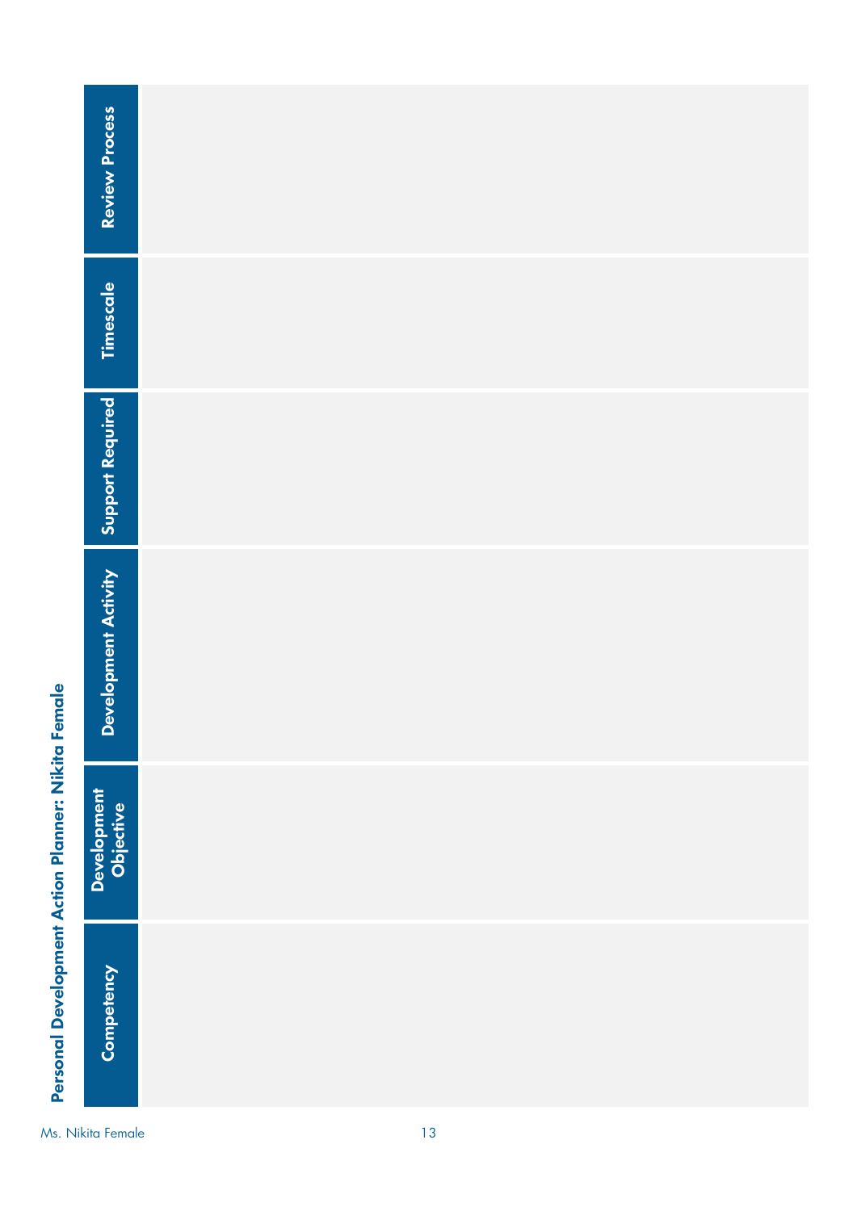# Personal Development Action Planner: Nikita Female

| Competency | Development Objective | Development Activity | Support Required | Timescale | Review Process |
| --- | --- | --- | --- | --- | --- |
| | | | | | |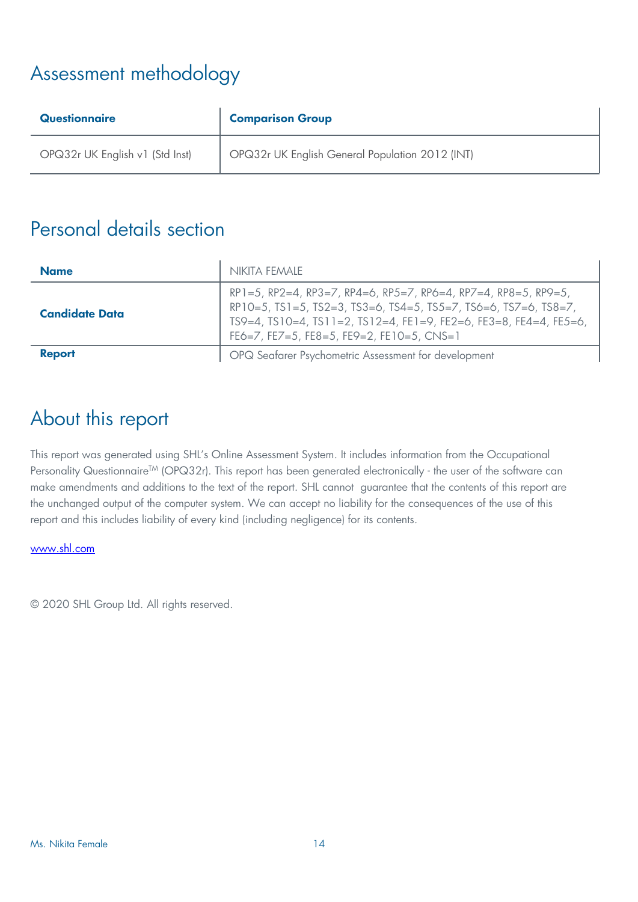## Assessment methodology

| Questionnaire | Comparison Group |
|---|---|
| OPQ32r UK English v1 (Std Inst) | OPQ32r UK English General Population 2012 (INT) |

## Personal details section

| | |
|---|---|
| **Name** | NIKITA FEMALE |
| **Candidate Data** | RP1=5, RP2=4, RP3=7, RP4=6, RP5=7, RP6=4, RP7=4, RP8=5, RP9=5, RP10=5, TS1=5, TS2=3, TS3=6, TS4=5, TS5=7, TS6=6, TS7=6, TS8=7, TS9=4, TS10=4, TS11=2, TS12=4, FE1=9, FE2=6, FE3=8, FE4=4, FE5=6, FE6=7, FE7=5, FE8=5, FE9=2, FE10=5, CNS=1 |
| **Report** | OPQ Seafarer Psychometric Assessment for development |

## About this report

This report was generated using SHL's Online Assessment System. It includes information from the Occupational Personality Questionnaire™ (OPQ32r). This report has been generated electronically - the user of the software can make amendments and additions to the text of the report. SHL cannot guarantee that the contents of this report are the unchanged output of the computer system. We can accept no liability for the consequences of the use of this report and this includes liability of every kind (including negligence) for its contents.

www.shl.com

© 2020 SHL Group Ltd. All rights reserved.